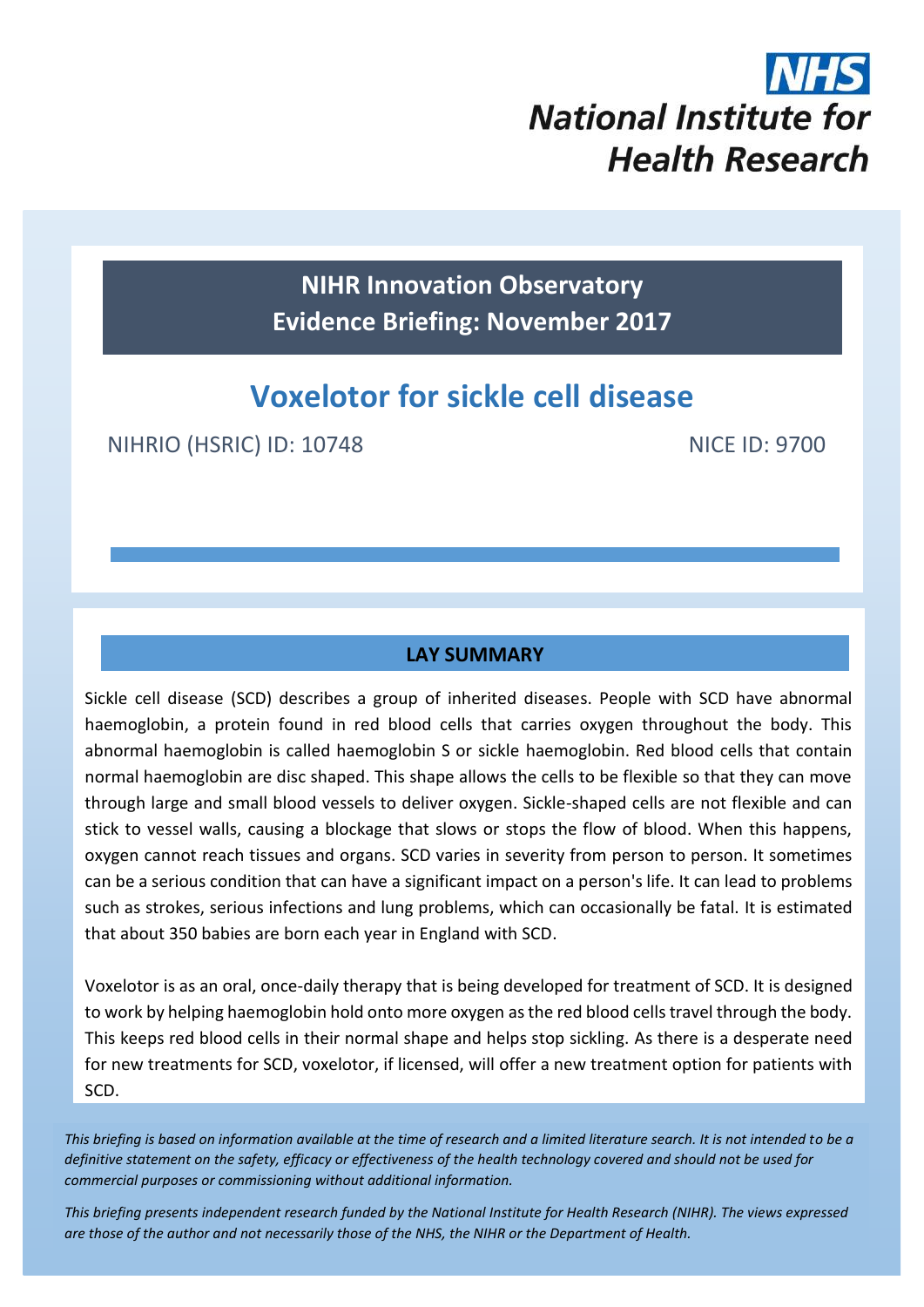**NHS**

**National Institute for Health Research**

**NIHR Innovation Observatory**
**Evidence Briefing: November 2017**

# Voxelotor for sickle cell disease

NIHRIO (HSRIC) ID: 10748 NICE ID: 9700

## LAY SUMMARY

Sickle cell disease (SCD) describes a group of inherited diseases. People with SCD have abnormal haemoglobin, a protein found in red blood cells that carries oxygen throughout the body. This abnormal haemoglobin is called haemoglobin S or sickle haemoglobin. Red blood cells that contain normal haemoglobin are disc shaped. This shape allows the cells to be flexible so that they can move through large and small blood vessels to deliver oxygen. Sickle-shaped cells are not flexible and can stick to vessel walls, causing a blockage that slows or stops the flow of blood. When this happens, oxygen cannot reach tissues and organs. SCD varies in severity from person to person. It sometimes can be a serious condition that can have a significant impact on a person's life. It can lead to problems such as strokes, serious infections and lung problems, which can occasionally be fatal. It is estimated that about 350 babies are born each year in England with SCD.

Voxelotor is as an oral, once-daily therapy that is being developed for treatment of SCD. It is designed to work by helping haemoglobin hold onto more oxygen as the red blood cells travel through the body. This keeps red blood cells in their normal shape and helps stop sickling. As there is a desperate need for new treatments for SCD, voxelotor, if licensed, will offer a new treatment option for patients with SCD.

*This briefing is based on information available at the time of research and a limited literature search. It is not intended to be a definitive statement on the safety, efficacy or effectiveness of the health technology covered and should not be used for commercial purposes or commissioning without additional information.*

*This briefing presents independent research funded by the National Institute for Health Research (NIHR). The views expressed are those of the author and not necessarily those of the NHS, the NIHR or the Department of Health.*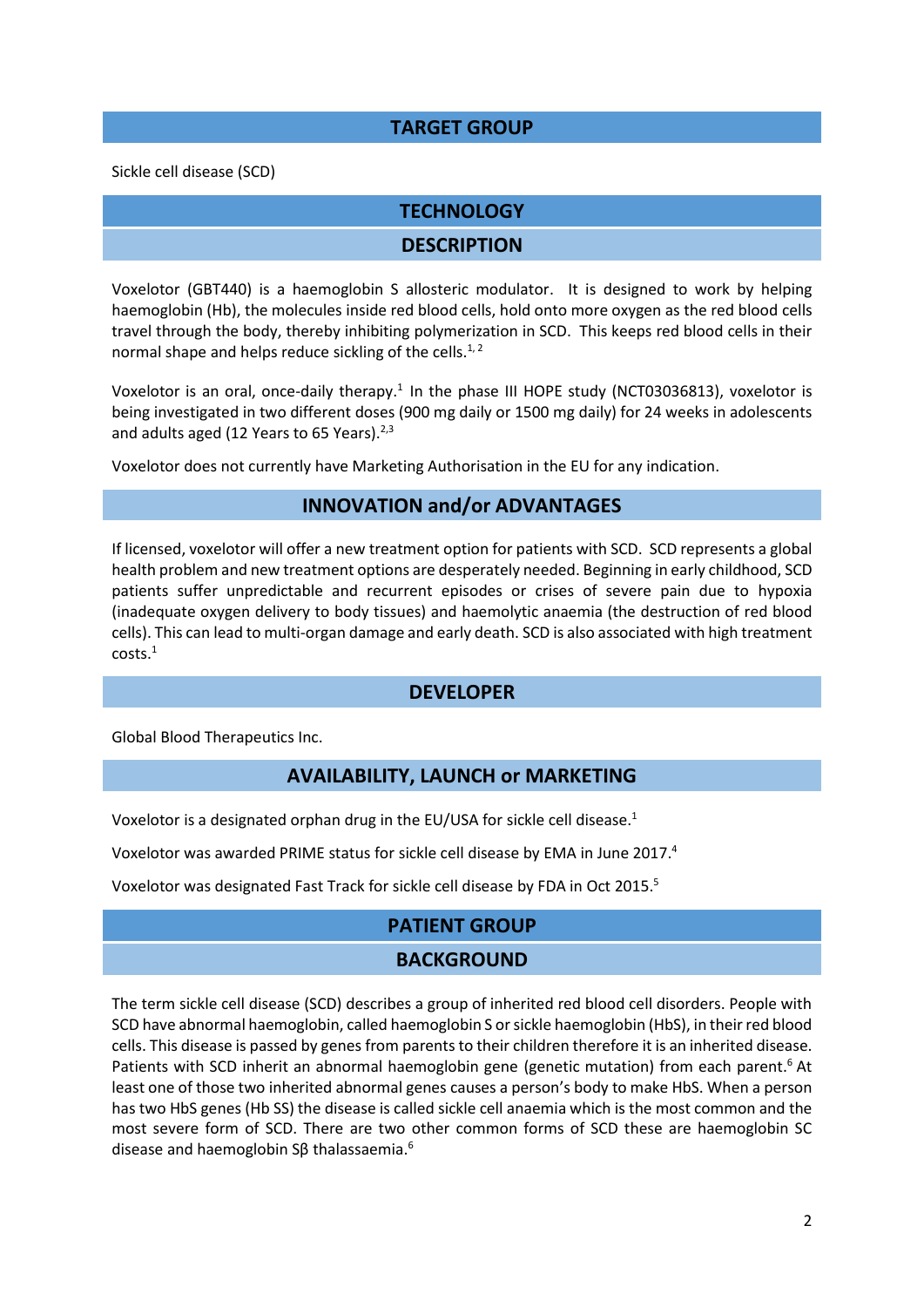## TARGET GROUP

Sickle cell disease (SCD)

## TECHNOLOGY

### DESCRIPTION

Voxelotor (GBT440) is a haemoglobin S allosteric modulator. It is designed to work by helping haemoglobin (Hb), the molecules inside red blood cells, hold onto more oxygen as the red blood cells travel through the body, thereby inhibiting polymerization in SCD. This keeps red blood cells in their normal shape and helps reduce sickling of the cells.[1, 2]

Voxelotor is an oral, once-daily therapy.[1] In the phase III HOPE study (NCT03036813), voxelotor is being investigated in two different doses (900 mg daily or 1500 mg daily) for 24 weeks in adolescents and adults aged (12 Years to 65 Years).[2,3]

Voxelotor does not currently have Marketing Authorisation in the EU for any indication.

### INNOVATION and/or ADVANTAGES

If licensed, voxelotor will offer a new treatment option for patients with SCD. SCD represents a global health problem and new treatment options are desperately needed. Beginning in early childhood, SCD patients suffer unpredictable and recurrent episodes or crises of severe pain due to hypoxia (inadequate oxygen delivery to body tissues) and haemolytic anaemia (the destruction of red blood cells). This can lead to multi-organ damage and early death. SCD is also associated with high treatment costs.[1]

### DEVELOPER

Global Blood Therapeutics Inc.

### AVAILABILITY, LAUNCH or MARKETING

Voxelotor is a designated orphan drug in the EU/USA for sickle cell disease.[1]

Voxelotor was awarded PRIME status for sickle cell disease by EMA in June 2017.[4]

Voxelotor was designated Fast Track for sickle cell disease by FDA in Oct 2015.[5]

## PATIENT GROUP

### BACKGROUND

The term sickle cell disease (SCD) describes a group of inherited red blood cell disorders. People with SCD have abnormal haemoglobin, called haemoglobin S or sickle haemoglobin (HbS), in their red blood cells. This disease is passed by genes from parents to their children therefore it is an inherited disease. Patients with SCD inherit an abnormal haemoglobin gene (genetic mutation) from each parent.[6] At least one of those two inherited abnormal genes causes a person's body to make HbS. When a person has two HbS genes (Hb SS) the disease is called sickle cell anaemia which is the most common and the most severe form of SCD. There are two other common forms of SCD these are haemoglobin SC disease and haemoglobin Sβ thalassaemia.[6]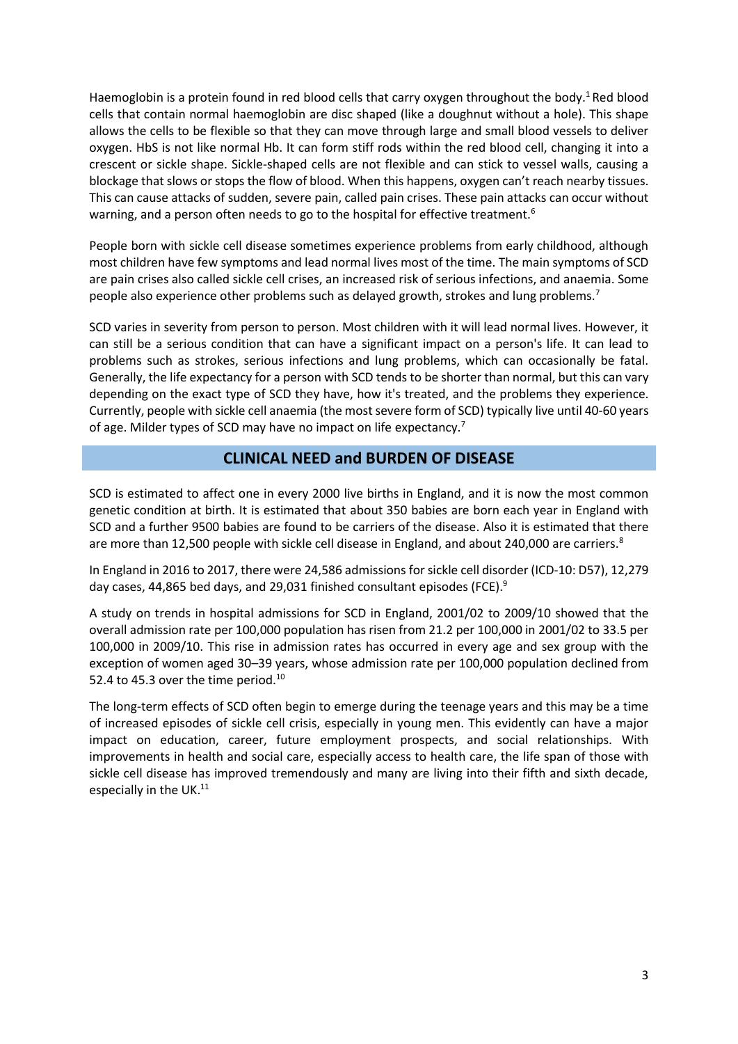Haemoglobin is a protein found in red blood cells that carry oxygen throughout the body.[1] Red blood cells that contain normal haemoglobin are disc shaped (like a doughnut without a hole). This shape allows the cells to be flexible so that they can move through large and small blood vessels to deliver oxygen. HbS is not like normal Hb. It can form stiff rods within the red blood cell, changing it into a crescent or sickle shape. Sickle-shaped cells are not flexible and can stick to vessel walls, causing a blockage that slows or stops the flow of blood. When this happens, oxygen can't reach nearby tissues. This can cause attacks of sudden, severe pain, called pain crises. These pain attacks can occur without warning, and a person often needs to go to the hospital for effective treatment.[6]

People born with sickle cell disease sometimes experience problems from early childhood, although most children have few symptoms and lead normal lives most of the time. The main symptoms of SCD are pain crises also called sickle cell crises, an increased risk of serious infections, and anaemia. Some people also experience other problems such as delayed growth, strokes and lung problems.[7]

SCD varies in severity from person to person. Most children with it will lead normal lives. However, it can still be a serious condition that can have a significant impact on a person's life. It can lead to problems such as strokes, serious infections and lung problems, which can occasionally be fatal. Generally, the life expectancy for a person with SCD tends to be shorter than normal, but this can vary depending on the exact type of SCD they have, how it's treated, and the problems they experience. Currently, people with sickle cell anaemia (the most severe form of SCD) typically live until 40-60 years of age. Milder types of SCD may have no impact on life expectancy.[7]

## CLINICAL NEED and BURDEN OF DISEASE

SCD is estimated to affect one in every 2000 live births in England, and it is now the most common genetic condition at birth. It is estimated that about 350 babies are born each year in England with SCD and a further 9500 babies are found to be carriers of the disease. Also it is estimated that there are more than 12,500 people with sickle cell disease in England, and about 240,000 are carriers.[8]

In England in 2016 to 2017, there were 24,586 admissions for sickle cell disorder (ICD-10: D57), 12,279 day cases, 44,865 bed days, and 29,031 finished consultant episodes (FCE).[9]

A study on trends in hospital admissions for SCD in England, 2001/02 to 2009/10 showed that the overall admission rate per 100,000 population has risen from 21.2 per 100,000 in 2001/02 to 33.5 per 100,000 in 2009/10. This rise in admission rates has occurred in every age and sex group with the exception of women aged 30–39 years, whose admission rate per 100,000 population declined from 52.4 to 45.3 over the time period.[10]

The long-term effects of SCD often begin to emerge during the teenage years and this may be a time of increased episodes of sickle cell crisis, especially in young men. This evidently can have a major impact on education, career, future employment prospects, and social relationships. With improvements in health and social care, especially access to health care, the life span of those with sickle cell disease has improved tremendously and many are living into their fifth and sixth decade, especially in the UK.[11]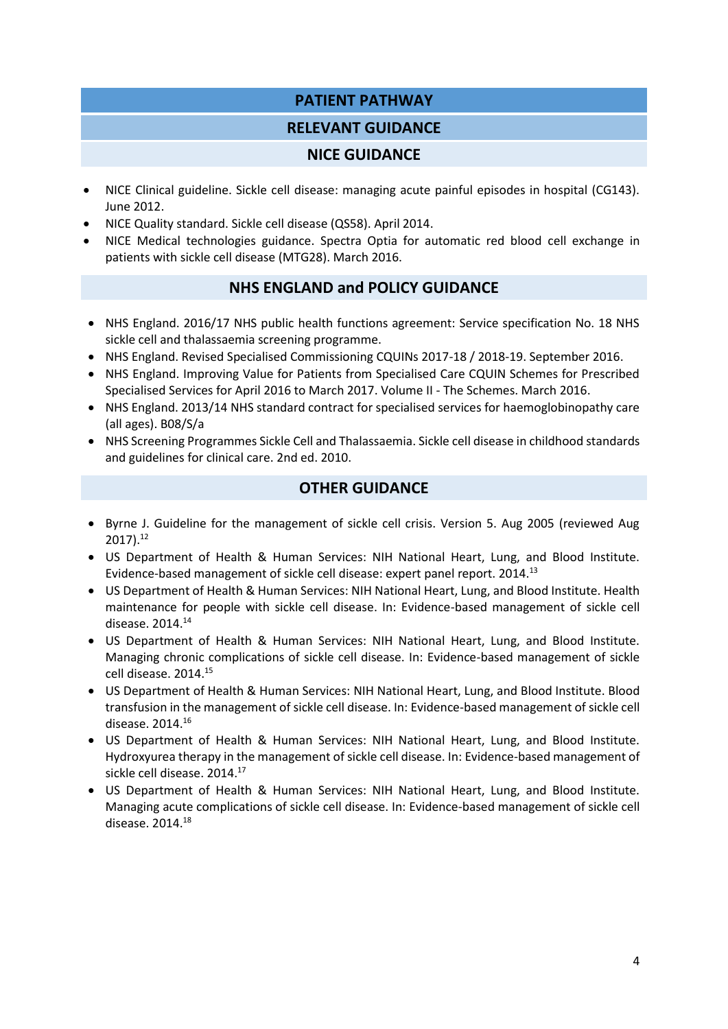## PATIENT PATHWAY

### RELEVANT GUIDANCE

#### NICE GUIDANCE

- NICE Clinical guideline. Sickle cell disease: managing acute painful episodes in hospital (CG143). June 2012.
- NICE Quality standard. Sickle cell disease (QS58). April 2014.
- NICE Medical technologies guidance. Spectra Optia for automatic red blood cell exchange in patients with sickle cell disease (MTG28). March 2016.

#### NHS ENGLAND and POLICY GUIDANCE

- NHS England. 2016/17 NHS public health functions agreement: Service specification No. 18 NHS sickle cell and thalassaemia screening programme.
- NHS England. Revised Specialised Commissioning CQUINs 2017-18 / 2018-19. September 2016.
- NHS England. Improving Value for Patients from Specialised Care CQUIN Schemes for Prescribed Specialised Services for April 2016 to March 2017. Volume II - The Schemes. March 2016.
- NHS England. 2013/14 NHS standard contract for specialised services for haemoglobinopathy care (all ages). B08/S/a
- NHS Screening Programmes Sickle Cell and Thalassaemia. Sickle cell disease in childhood standards and guidelines for clinical care. 2nd ed. 2010.

#### OTHER GUIDANCE

- Byrne J. Guideline for the management of sickle cell crisis. Version 5. Aug 2005 (reviewed Aug 2017).[12]
- US Department of Health & Human Services: NIH National Heart, Lung, and Blood Institute. Evidence-based management of sickle cell disease: expert panel report. 2014.[13]
- US Department of Health & Human Services: NIH National Heart, Lung, and Blood Institute. Health maintenance for people with sickle cell disease. In: Evidence-based management of sickle cell disease. 2014.[14]
- US Department of Health & Human Services: NIH National Heart, Lung, and Blood Institute. Managing chronic complications of sickle cell disease. In: Evidence-based management of sickle cell disease. 2014.[15]
- US Department of Health & Human Services: NIH National Heart, Lung, and Blood Institute. Blood transfusion in the management of sickle cell disease. In: Evidence-based management of sickle cell disease. 2014.[16]
- US Department of Health & Human Services: NIH National Heart, Lung, and Blood Institute. Hydroxyurea therapy in the management of sickle cell disease. In: Evidence-based management of sickle cell disease. 2014.[17]
- US Department of Health & Human Services: NIH National Heart, Lung, and Blood Institute. Managing acute complications of sickle cell disease. In: Evidence-based management of sickle cell disease. 2014.[18]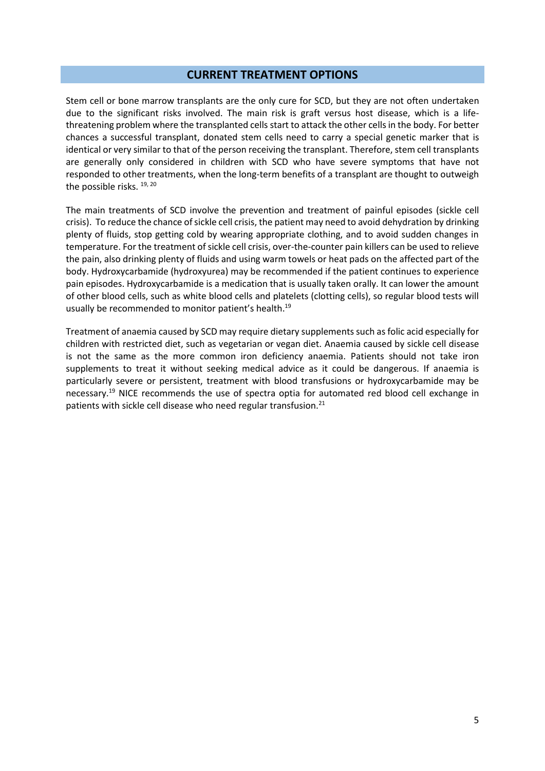## CURRENT TREATMENT OPTIONS

Stem cell or bone marrow transplants are the only cure for SCD, but they are not often undertaken due to the significant risks involved. The main risk is graft versus host disease, which is a life-threatening problem where the transplanted cells start to attack the other cells in the body. For better chances a successful transplant, donated stem cells need to carry a special genetic marker that is identical or very similar to that of the person receiving the transplant. Therefore, stem cell transplants are generally only considered in children with SCD who have severe symptoms that have not responded to other treatments, when the long-term benefits of a transplant are thought to outweigh the possible risks. [19, 20]

The main treatments of SCD involve the prevention and treatment of painful episodes (sickle cell crisis). To reduce the chance of sickle cell crisis, the patient may need to avoid dehydration by drinking plenty of fluids, stop getting cold by wearing appropriate clothing, and to avoid sudden changes in temperature. For the treatment of sickle cell crisis, over-the-counter pain killers can be used to relieve the pain, also drinking plenty of fluids and using warm towels or heat pads on the affected part of the body. Hydroxycarbamide (hydroxyurea) may be recommended if the patient continues to experience pain episodes. Hydroxycarbamide is a medication that is usually taken orally. It can lower the amount of other blood cells, such as white blood cells and platelets (clotting cells), so regular blood tests will usually be recommended to monitor patient's health.[19]

Treatment of anaemia caused by SCD may require dietary supplements such as folic acid especially for children with restricted diet, such as vegetarian or vegan diet. Anaemia caused by sickle cell disease is not the same as the more common iron deficiency anaemia. Patients should not take iron supplements to treat it without seeking medical advice as it could be dangerous. If anaemia is particularly severe or persistent, treatment with blood transfusions or hydroxycarbamide may be necessary.[19] NICE recommends the use of spectra optia for automated red blood cell exchange in patients with sickle cell disease who need regular transfusion.[21]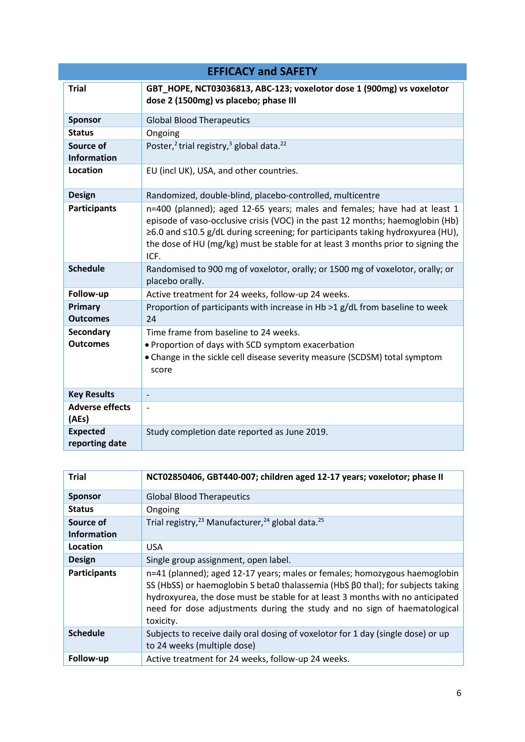| EFFICACY and SAFETY | |
|---|---|
| **Trial** | **GBT_HOPE, NCT03036813, ABC-123; voxelotor dose 1 (900mg) vs voxelotor dose 2 (1500mg) vs placebo; phase III** |
| **Sponsor** | Global Blood Therapeutics |
| **Status** | Ongoing |
| **Source of Information** | Poster,[2] trial registry,[3] global data.[22] |
| **Location** | EU (incl UK), USA, and other countries. |
| **Design** | Randomized, double-blind, placebo-controlled, multicentre |
| **Participants** | n=400 (planned); aged 12-65 years; males and females; have had at least 1 episode of vaso-occlusive crisis (VOC) in the past 12 months; haemoglobin (Hb) ≥6.0 and ≤10.5 g/dL during screening; for participants taking hydroxyurea (HU), the dose of HU (mg/kg) must be stable for at least 3 months prior to signing the ICF. |
| **Schedule** | Randomised to 900 mg of voxelotor, orally; or 1500 mg of voxelotor, orally; or placebo orally. |
| **Follow-up** | Active treatment for 24 weeks, follow-up 24 weeks. |
| **Primary Outcomes** | Proportion of participants with increase in Hb >1 g/dL from baseline to week 24 |
| **Secondary Outcomes** | Time frame from baseline to 24 weeks.<br>• Proportion of days with SCD symptom exacerbation<br>• Change in the sickle cell disease severity measure (SCDSM) total symptom score |
| **Key Results** | - |
| **Adverse effects (AEs)** | - |
| **Expected reporting date** | Study completion date reported as June 2019. |

| | |
|---|---|
| **Trial** | **NCT02850406, GBT440-007; children aged 12-17 years; voxelotor; phase II** |
| **Sponsor** | Global Blood Therapeutics |
| **Status** | Ongoing |
| **Source of Information** | Trial registry,[23] Manufacturer,[24] global data.[25] |
| **Location** | USA |
| **Design** | Single group assignment, open label. |
| **Participants** | n=41 (planned); aged 12-17 years; males or females; homozygous haemoglobin SS (HbSS) or haemoglobin S beta0 thalassemia (HbS β0 thal); for subjects taking hydroxyurea, the dose must be stable for at least 3 months with no anticipated need for dose adjustments during the study and no sign of haematological toxicity. |
| **Schedule** | Subjects to receive daily oral dosing of voxelotor for 1 day (single dose) or up to 24 weeks (multiple dose) |
| **Follow-up** | Active treatment for 24 weeks, follow-up 24 weeks. |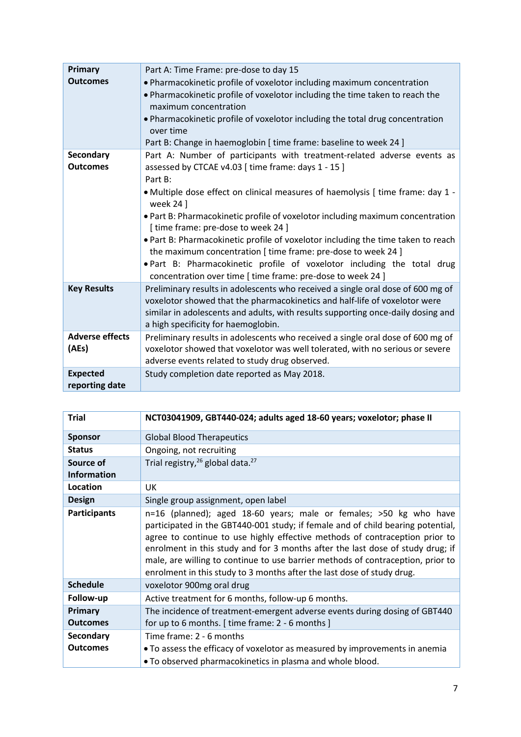| | |
|---|---|
| **Primary Outcomes** | Part A: Time Frame: pre-dose to day 15<br>• Pharmacokinetic profile of voxelotor including maximum concentration<br>• Pharmacokinetic profile of voxelotor including the time taken to reach the maximum concentration<br>• Pharmacokinetic profile of voxelotor including the total drug concentration over time<br>Part B: Change in haemoglobin [ time frame: baseline to week 24 ] |
| **Secondary Outcomes** | Part A: Number of participants with treatment-related adverse events as assessed by CTCAE v4.03 [ time frame: days 1 - 15 ]<br>Part B:<br>• Multiple dose effect on clinical measures of haemolysis [ time frame: day 1 - week 24 ]<br>• Part B: Pharmacokinetic profile of voxelotor including maximum concentration [ time frame: pre-dose to week 24 ]<br>• Part B: Pharmacokinetic profile of voxelotor including the time taken to reach the maximum concentration [ time frame: pre-dose to week 24 ]<br>• Part B: Pharmacokinetic profile of voxelotor including the total drug concentration over time [ time frame: pre-dose to week 24 ] |
| **Key Results** | Preliminary results in adolescents who received a single oral dose of 600 mg of voxelotor showed that the pharmacokinetics and half-life of voxelotor were similar in adolescents and adults, with results supporting once-daily dosing and a high specificity for haemoglobin. |
| **Adverse effects (AEs)** | Preliminary results in adolescents who received a single oral dose of 600 mg of voxelotor showed that voxelotor was well tolerated, with no serious or severe adverse events related to study drug observed. |
| **Expected reporting date** | Study completion date reported as May 2018. |

| **Trial** | **NCT03041909, GBT440-024; adults aged 18-60 years; voxelotor; phase II** |
|---|---|
| **Sponsor** | Global Blood Therapeutics |
| **Status** | Ongoing, not recruiting |
| **Source of Information** | Trial registry,[26] global data.[27] |
| **Location** | UK |
| **Design** | Single group assignment, open label |
| **Participants** | n=16 (planned); aged 18-60 years; male or females; >50 kg who have participated in the GBT440-001 study; if female and of child bearing potential, agree to continue to use highly effective methods of contraception prior to enrolment in this study and for 3 months after the last dose of study drug; if male, are willing to continue to use barrier methods of contraception, prior to enrolment in this study to 3 months after the last dose of study drug. |
| **Schedule** | voxelotor 900mg oral drug |
| **Follow-up** | Active treatment for 6 months, follow-up 6 months. |
| **Primary Outcomes** | The incidence of treatment-emergent adverse events during dosing of GBT440 for up to 6 months. [ time frame: 2 - 6 months ] |
| **Secondary Outcomes** | Time frame: 2 - 6 months<br>• To assess the efficacy of voxelotor as measured by improvements in anemia<br>• To observed pharmacokinetics in plasma and whole blood. |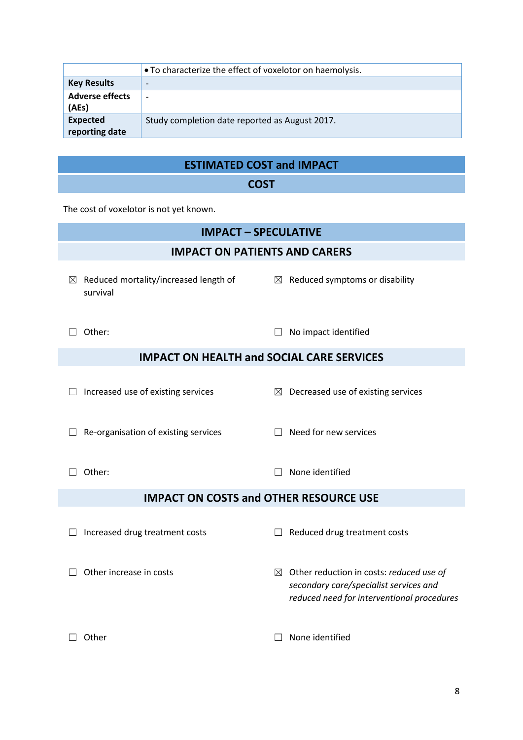| | |
|---|---|
| | • To characterize the effect of voxelotor on haemolysis. |
| **Key Results** | - |
| **Adverse effects (AEs)** | - |
| **Expected reporting date** | Study completion date reported as August 2017. |

## ESTIMATED COST and IMPACT

### COST

The cost of voxelotor is not yet known.

### IMPACT – SPECULATIVE

#### IMPACT ON PATIENTS AND CARERS

☒ Reduced mortality/increased length of survival

☒ Reduced symptoms or disability

☐ Other:

☐ No impact identified

#### IMPACT ON HEALTH and SOCIAL CARE SERVICES

☐ Increased use of existing services

☒ Decreased use of existing services

☐ Re-organisation of existing services

☐ Need for new services

☐ Other:

☐ None identified

#### IMPACT ON COSTS and OTHER RESOURCE USE

☐ Increased drug treatment costs

☐ Reduced drug treatment costs

☐ Other increase in costs

☒ Other reduction in costs: *reduced use of secondary care/specialist services and reduced need for interventional procedures*

☐ Other

☐ None identified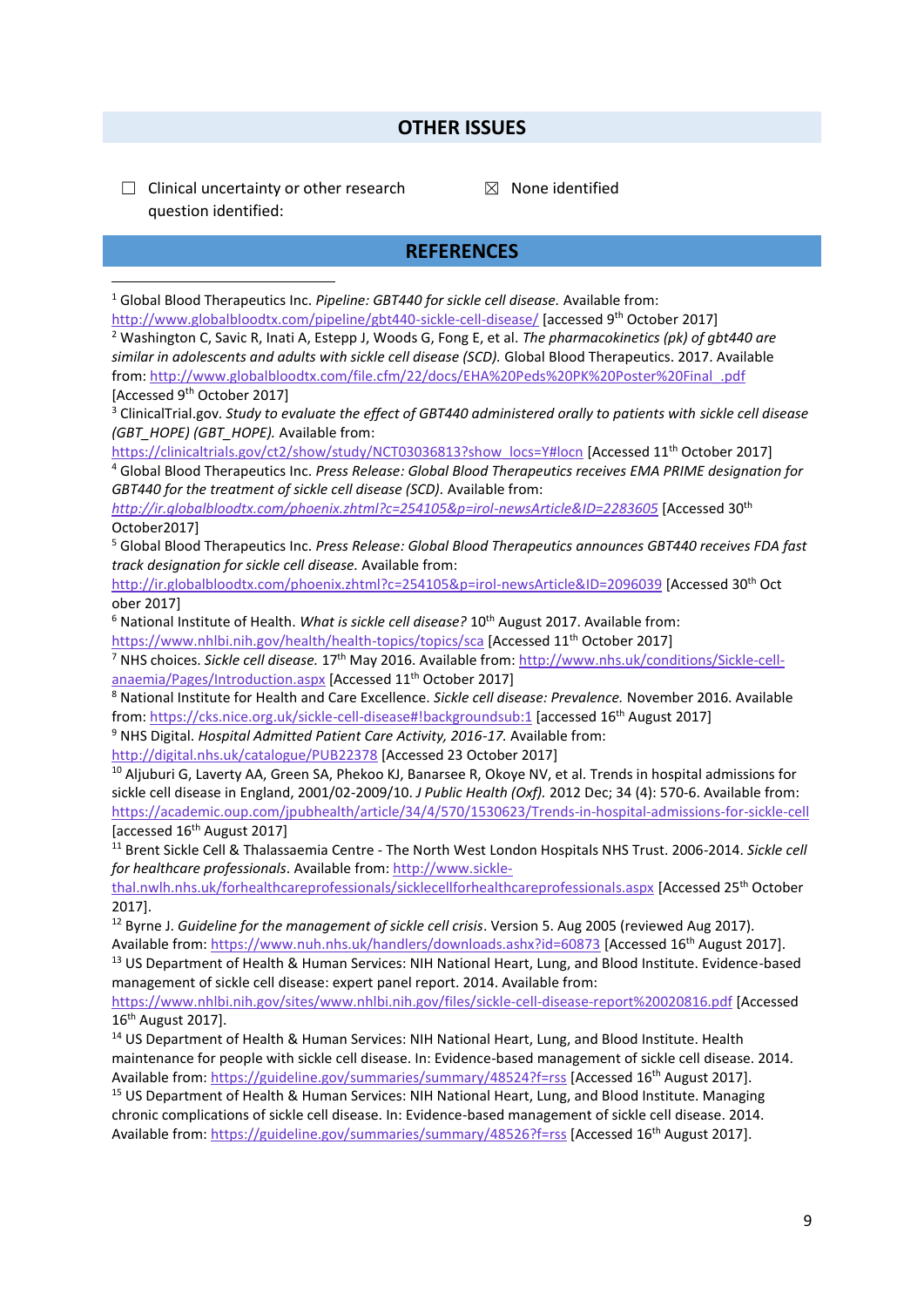## OTHER ISSUES

☐ Clinical uncertainty or other research question identified:

☒ None identified

## REFERENCES

[1] Global Blood Therapeutics Inc. *Pipeline: GBT440 for sickle cell disease.* Available from: http://www.globalbloodtx.com/pipeline/gbt440-sickle-cell-disease/ [accessed 9th October 2017]

[2] Washington C, Savic R, Inati A, Estepp J, Woods G, Fong E, et al. *The pharmacokinetics (pk) of gbt440 are similar in adolescents and adults with sickle cell disease (SCD).* Global Blood Therapeutics. 2017. Available from: http://www.globalbloodtx.com/file.cfm/22/docs/EHA%20Peds%20PK%20Poster%20Final_.pdf [Accessed 9th October 2017]

[3] ClinicalTrial.gov. *Study to evaluate the effect of GBT440 administered orally to patients with sickle cell disease (GBT_HOPE) (GBT_HOPE).* Available from: https://clinicaltrials.gov/ct2/show/study/NCT03036813?show_locs=Y#locn [Accessed 11th October 2017]

[4] Global Blood Therapeutics Inc. *Press Release: Global Blood Therapeutics receives EMA PRIME designation for GBT440 for the treatment of sickle cell disease (SCD).* Available from: *http://ir.globalbloodtx.com/phoenix.zhtml?c=254105&p=irol-newsArticle&ID=2283605* [Accessed 30th October2017]

[5] Global Blood Therapeutics Inc. *Press Release: Global Blood Therapeutics announces GBT440 receives FDA fast track designation for sickle cell disease.* Available from: http://ir.globalbloodtx.com/phoenix.zhtml?c=254105&p=irol-newsArticle&ID=2096039 [Accessed 30th Oct ober 2017]

[6] National Institute of Health. *What is sickle cell disease?* 10th August 2017. Available from: https://www.nhlbi.nih.gov/health/health-topics/topics/sca [Accessed 11th October 2017]

[7] NHS choices. *Sickle cell disease.* 17th May 2016. Available from: http://www.nhs.uk/conditions/Sickle-cell-anaemia/Pages/Introduction.aspx [Accessed 11th October 2017]

[8] National Institute for Health and Care Excellence. *Sickle cell disease: Prevalence.* November 2016. Available from: https://cks.nice.org.uk/sickle-cell-disease#!backgroundsub:1 [accessed 16th August 2017]

[9] NHS Digital. *Hospital Admitted Patient Care Activity, 2016-17.* Available from: http://digital.nhs.uk/catalogue/PUB22378 [Accessed 23 October 2017]

[10] Aljuburi G, Laverty AA, Green SA, Phekoo KJ, Banarsee R, Okoye NV, et al. Trends in hospital admissions for sickle cell disease in England, 2001/02-2009/10. *J Public Health (Oxf).* 2012 Dec; 34 (4): 570-6. Available from: https://academic.oup.com/jpubhealth/article/34/4/570/1530623/Trends-in-hospital-admissions-for-sickle-cell [accessed 16th August 2017]

[11] Brent Sickle Cell & Thalassaemia Centre - The North West London Hospitals NHS Trust. 2006-2014. *Sickle cell for healthcare professionals*. Available from: http://www.sickle-thal.nwlh.nhs.uk/forhealthcareprofessionals/sicklecellforhealthcareprofessionals.aspx [Accessed 25th October 2017].

[12] Byrne J. *Guideline for the management of sickle cell crisis*. Version 5. Aug 2005 (reviewed Aug 2017). Available from: https://www.nuh.nhs.uk/handlers/downloads.ashx?id=60873 [Accessed 16th August 2017].

[13] US Department of Health & Human Services: NIH National Heart, Lung, and Blood Institute. Evidence-based management of sickle cell disease: expert panel report. 2014. Available from: https://www.nhlbi.nih.gov/sites/www.nhlbi.nih.gov/files/sickle-cell-disease-report%20020816.pdf [Accessed 16th August 2017].

[14] US Department of Health & Human Services: NIH National Heart, Lung, and Blood Institute. Health maintenance for people with sickle cell disease. In: Evidence-based management of sickle cell disease. 2014. Available from: https://guideline.gov/summaries/summary/48524?f=rss [Accessed 16th August 2017].

[15] US Department of Health & Human Services: NIH National Heart, Lung, and Blood Institute. Managing chronic complications of sickle cell disease. In: Evidence-based management of sickle cell disease. 2014. Available from: https://guideline.gov/summaries/summary/48526?f=rss [Accessed 16th August 2017].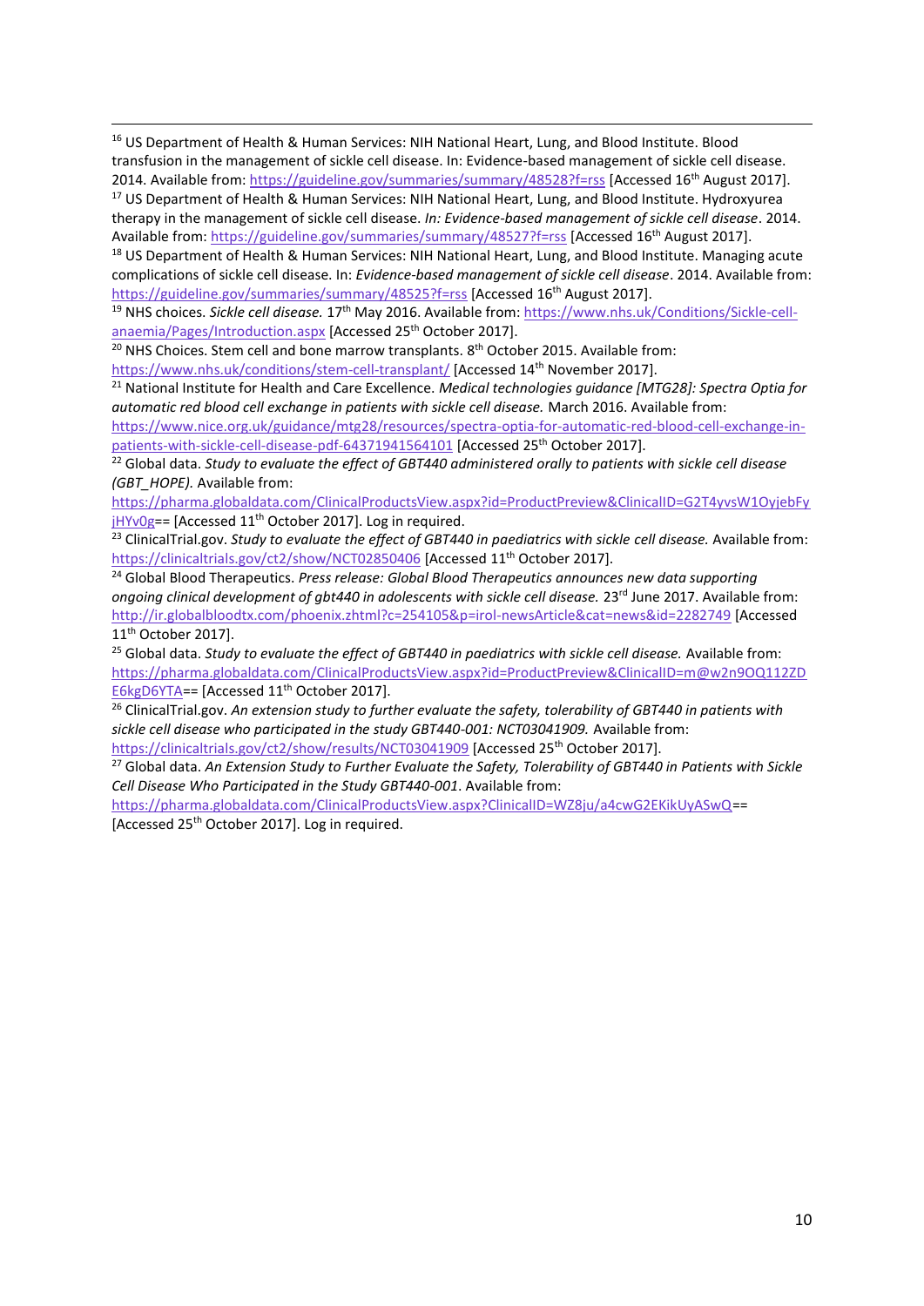[16] US Department of Health & Human Services: NIH National Heart, Lung, and Blood Institute. Blood transfusion in the management of sickle cell disease. In: Evidence-based management of sickle cell disease. 2014. Available from: https://guideline.gov/summaries/summary/48528?f=rss [Accessed 16th August 2017].

[17] US Department of Health & Human Services: NIH National Heart, Lung, and Blood Institute. Hydroxyurea therapy in the management of sickle cell disease. *In: Evidence-based management of sickle cell disease*. 2014. Available from: https://guideline.gov/summaries/summary/48527?f=rss [Accessed 16th August 2017].

[18] US Department of Health & Human Services: NIH National Heart, Lung, and Blood Institute. Managing acute complications of sickle cell disease. In: *Evidence-based management of sickle cell disease*. 2014. Available from: https://guideline.gov/summaries/summary/48525?f=rss [Accessed 16th August 2017].

[19] NHS choices. *Sickle cell disease.* 17th May 2016. Available from: https://www.nhs.uk/Conditions/Sickle-cell-anaemia/Pages/Introduction.aspx [Accessed 25th October 2017].

[20] NHS Choices. Stem cell and bone marrow transplants. 8th October 2015. Available from: https://www.nhs.uk/conditions/stem-cell-transplant/ [Accessed 14th November 2017].

[21] National Institute for Health and Care Excellence. *Medical technologies guidance [MTG28]: Spectra Optia for automatic red blood cell exchange in patients with sickle cell disease.* March 2016. Available from: https://www.nice.org.uk/guidance/mtg28/resources/spectra-optia-for-automatic-red-blood-cell-exchange-in-patients-with-sickle-cell-disease-pdf-64371941564101 [Accessed 25th October 2017].

[22] Global data. *Study to evaluate the effect of GBT440 administered orally to patients with sickle cell disease (GBT_HOPE).* Available from: https://pharma.globaldata.com/ClinicalProductsView.aspx?id=ProductPreview&ClinicalID=G2T4yvsW1OyjebFyjHYv0g== [Accessed 11th October 2017]. Log in required.

[23] ClinicalTrial.gov. *Study to evaluate the effect of GBT440 in paediatrics with sickle cell disease.* Available from: https://clinicaltrials.gov/ct2/show/NCT02850406 [Accessed 11th October 2017].

[24] Global Blood Therapeutics. *Press release: Global Blood Therapeutics announces new data supporting ongoing clinical development of gbt440 in adolescents with sickle cell disease.* 23rd June 2017. Available from: http://ir.globalbloodtx.com/phoenix.zhtml?c=254105&p=irol-newsArticle&cat=news&id=2282749 [Accessed 11th October 2017].

[25] Global data. *Study to evaluate the effect of GBT440 in paediatrics with sickle cell disease.* Available from: https://pharma.globaldata.com/ClinicalProductsView.aspx?id=ProductPreview&ClinicalID=m@w2n9OQ112ZDE6kgD6YTA== [Accessed 11th October 2017].

[26] ClinicalTrial.gov. *An extension study to further evaluate the safety, tolerability of GBT440 in patients with sickle cell disease who participated in the study GBT440-001: NCT03041909.* Available from: https://clinicaltrials.gov/ct2/show/results/NCT03041909 [Accessed 25th October 2017].

[27] Global data. *An Extension Study to Further Evaluate the Safety, Tolerability of GBT440 in Patients with Sickle Cell Disease Who Participated in the Study GBT440-001*. Available from: https://pharma.globaldata.com/ClinicalProductsView.aspx?ClinicalID=WZ8ju/a4cwG2EKikUyASwQ== [Accessed 25th October 2017]. Log in required.